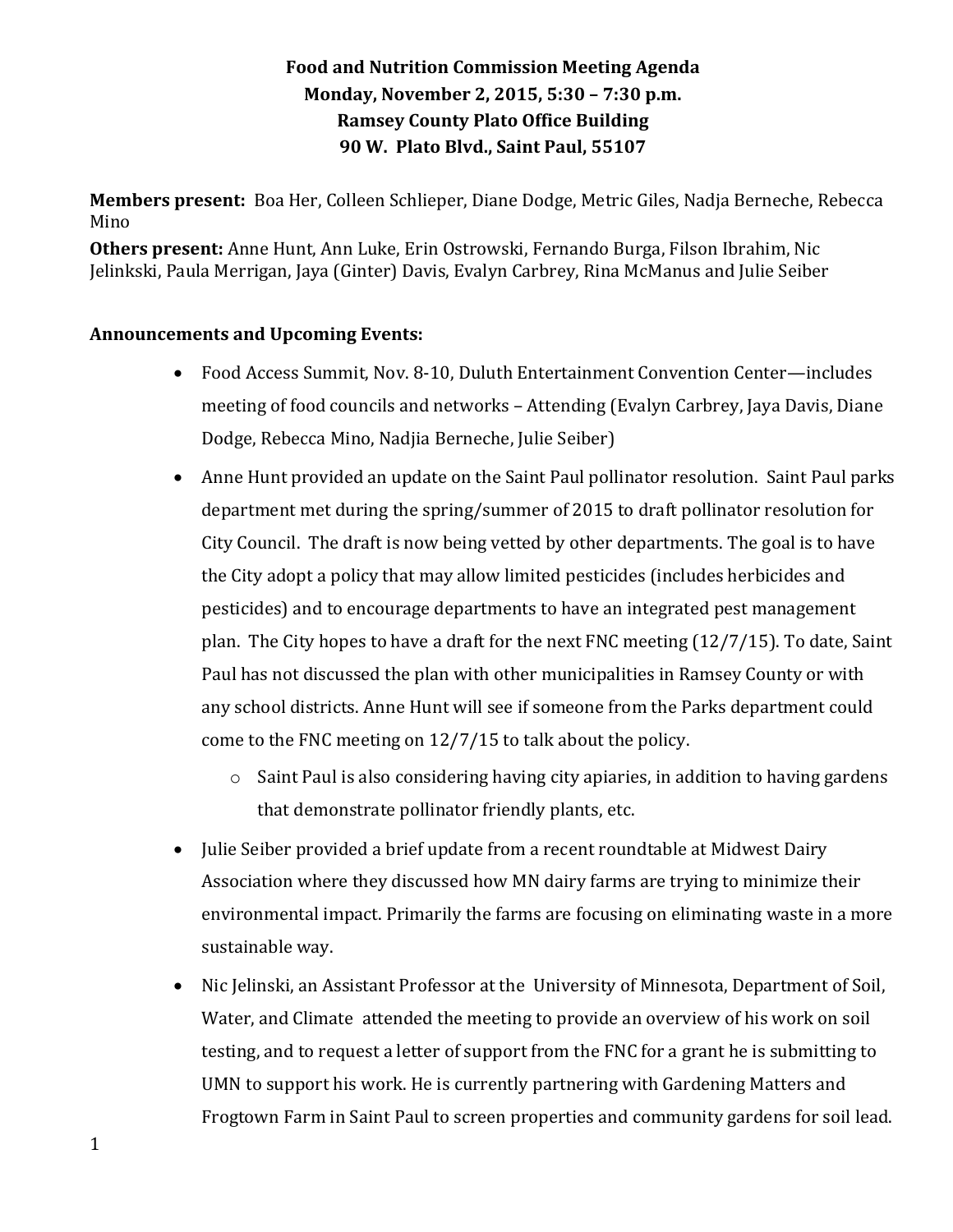**Food and Nutrition Commission Meeting Agenda**
**Monday, November 2, 2015, 5:30 – 7:30 p.m.**
**Ramsey County Plato Office Building**
**90 W. Plato Blvd., Saint Paul, 55107**

**Members present:** Boa Her, Colleen Schlieper, Diane Dodge, Metric Giles, Nadja Berneche, Rebecca Mino

**Others present:** Anne Hunt, Ann Luke, Erin Ostrowski, Fernando Burga, Filson Ibrahim, Nic Jelinkski, Paula Merrigan, Jaya (Ginter) Davis, Evalyn Carbrey, Rina McManus and Julie Seiber

**Announcements and Upcoming Events:**

- Food Access Summit, Nov. 8-10, Duluth Entertainment Convention Center—includes meeting of food councils and networks – Attending (Evalyn Carbrey, Jaya Davis, Diane Dodge, Rebecca Mino, Nadjia Berneche, Julie Seiber)
- Anne Hunt provided an update on the Saint Paul pollinator resolution. Saint Paul parks department met during the spring/summer of 2015 to draft pollinator resolution for City Council. The draft is now being vetted by other departments. The goal is to have the City adopt a policy that may allow limited pesticides (includes herbicides and pesticides) and to encourage departments to have an integrated pest management plan. The City hopes to have a draft for the next FNC meeting (12/7/15). To date, Saint Paul has not discussed the plan with other municipalities in Ramsey County or with any school districts. Anne Hunt will see if someone from the Parks department could come to the FNC meeting on 12/7/15 to talk about the policy.
    - Saint Paul is also considering having city apiaries, in addition to having gardens that demonstrate pollinator friendly plants, etc.
- Julie Seiber provided a brief update from a recent roundtable at Midwest Dairy Association where they discussed how MN dairy farms are trying to minimize their environmental impact. Primarily the farms are focusing on eliminating waste in a more sustainable way.
- Nic Jelinski, an Assistant Professor at the University of Minnesota, Department of Soil, Water, and Climate attended the meeting to provide an overview of his work on soil testing, and to request a letter of support from the FNC for a grant he is submitting to UMN to support his work. He is currently partnering with Gardening Matters and Frogtown Farm in Saint Paul to screen properties and community gardens for soil lead.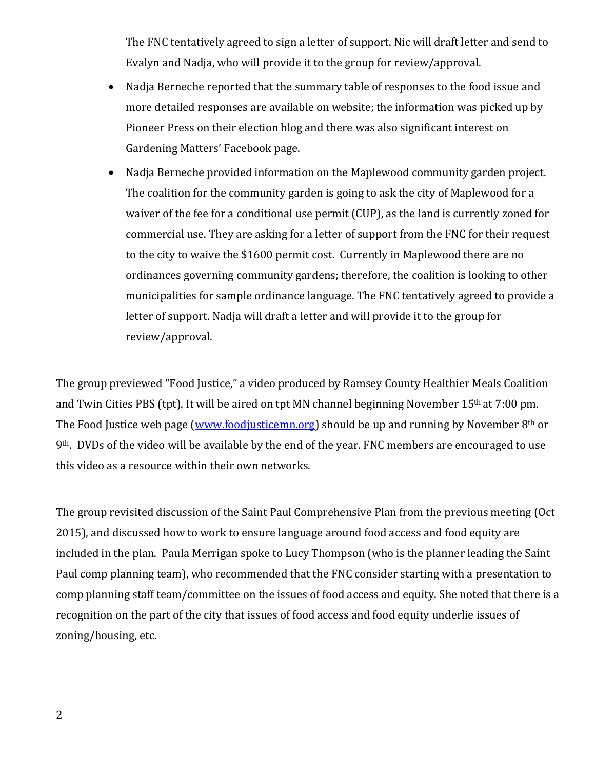The FNC tentatively agreed to sign a letter of support. Nic will draft letter and send to Evalyn and Nadja, who will provide it to the group for review/approval.

- Nadja Berneche reported that the summary table of responses to the food issue and more detailed responses are available on website; the information was picked up by Pioneer Press on their election blog and there was also significant interest on Gardening Matters' Facebook page.
- Nadja Berneche provided information on the Maplewood community garden project. The coalition for the community garden is going to ask the city of Maplewood for a waiver of the fee for a conditional use permit (CUP), as the land is currently zoned for commercial use. They are asking for a letter of support from the FNC for their request to the city to waive the $1600 permit cost. Currently in Maplewood there are no ordinances governing community gardens; therefore, the coalition is looking to other municipalities for sample ordinance language. The FNC tentatively agreed to provide a letter of support. Nadja will draft a letter and will provide it to the group for review/approval.

The group previewed "Food Justice," a video produced by Ramsey County Healthier Meals Coalition and Twin Cities PBS (tpt). It will be aired on tpt MN channel beginning November 15th at 7:00 pm. The Food Justice web page ([www.foodjusticemn.org](http://www.foodjusticemn.org)) should be up and running by November 8th or 9th. DVDs of the video will be available by the end of the year. FNC members are encouraged to use this video as a resource within their own networks.

The group revisited discussion of the Saint Paul Comprehensive Plan from the previous meeting (Oct 2015), and discussed how to work to ensure language around food access and food equity are included in the plan. Paula Merrigan spoke to Lucy Thompson (who is the planner leading the Saint Paul comp planning team), who recommended that the FNC consider starting with a presentation to comp planning staff team/committee on the issues of food access and equity. She noted that there is a recognition on the part of the city that issues of food access and food equity underlie issues of zoning/housing, etc.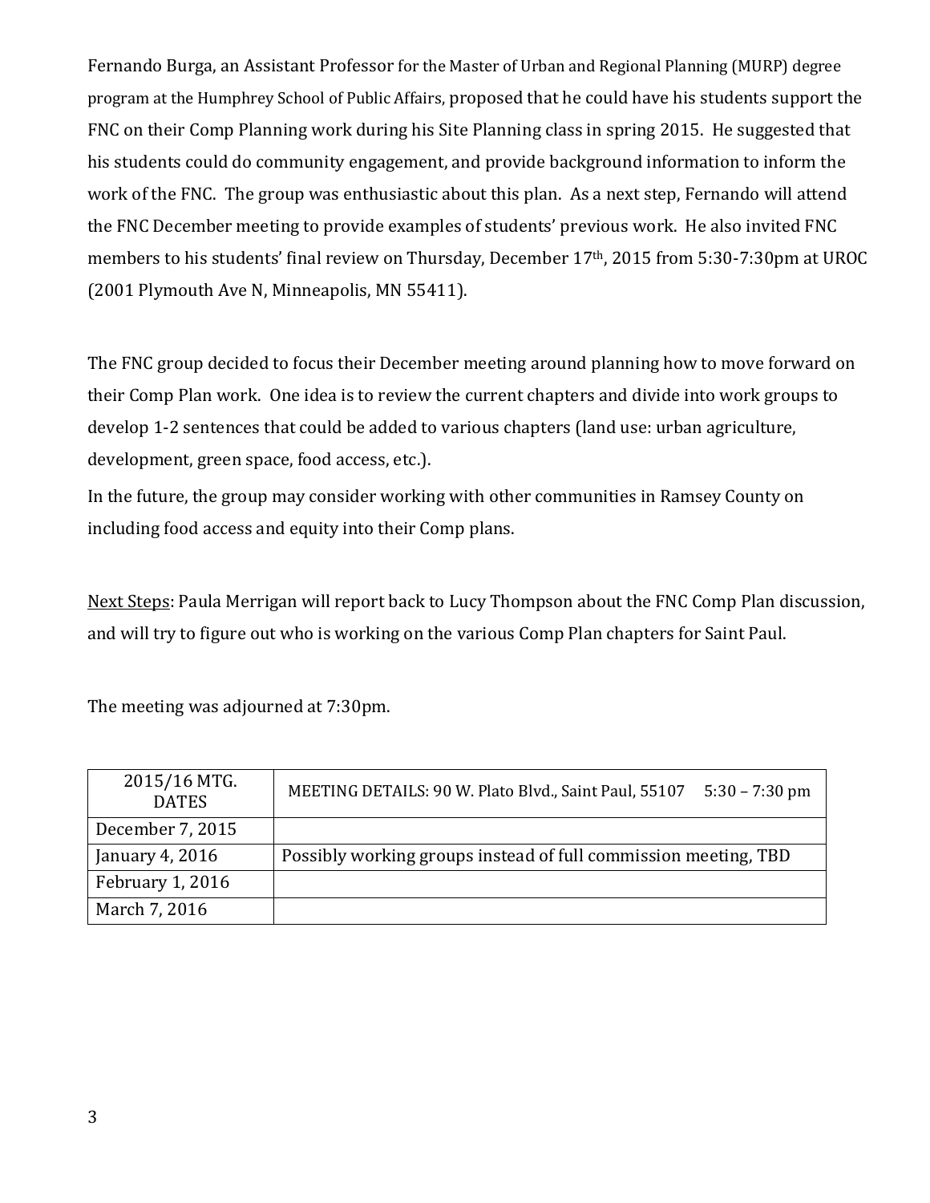Fernando Burga, an Assistant Professor for the Master of Urban and Regional Planning (MURP) degree program at the Humphrey School of Public Affairs, proposed that he could have his students support the FNC on their Comp Planning work during his Site Planning class in spring 2015. He suggested that his students could do community engagement, and provide background information to inform the work of the FNC. The group was enthusiastic about this plan. As a next step, Fernando will attend the FNC December meeting to provide examples of students' previous work. He also invited FNC members to his students' final review on Thursday, December 17th, 2015 from 5:30-7:30pm at UROC (2001 Plymouth Ave N, Minneapolis, MN 55411).

The FNC group decided to focus their December meeting around planning how to move forward on their Comp Plan work. One idea is to review the current chapters and divide into work groups to develop 1-2 sentences that could be added to various chapters (land use: urban agriculture, development, green space, food access, etc.).

In the future, the group may consider working with other communities in Ramsey County on including food access and equity into their Comp plans.

Next Steps: Paula Merrigan will report back to Lucy Thompson about the FNC Comp Plan discussion, and will try to figure out who is working on the various Comp Plan chapters for Saint Paul.

The meeting was adjourned at 7:30pm.

| 2015/16 MTG. DATES | MEETING DETAILS: 90 W. Plato Blvd., Saint Paul, 55107 5:30 – 7:30 pm |
|---|---|
| December 7, 2015 | |
| January 4, 2016 | Possibly working groups instead of full commission meeting, TBD |
| February 1, 2016 | |
| March 7, 2016 | |